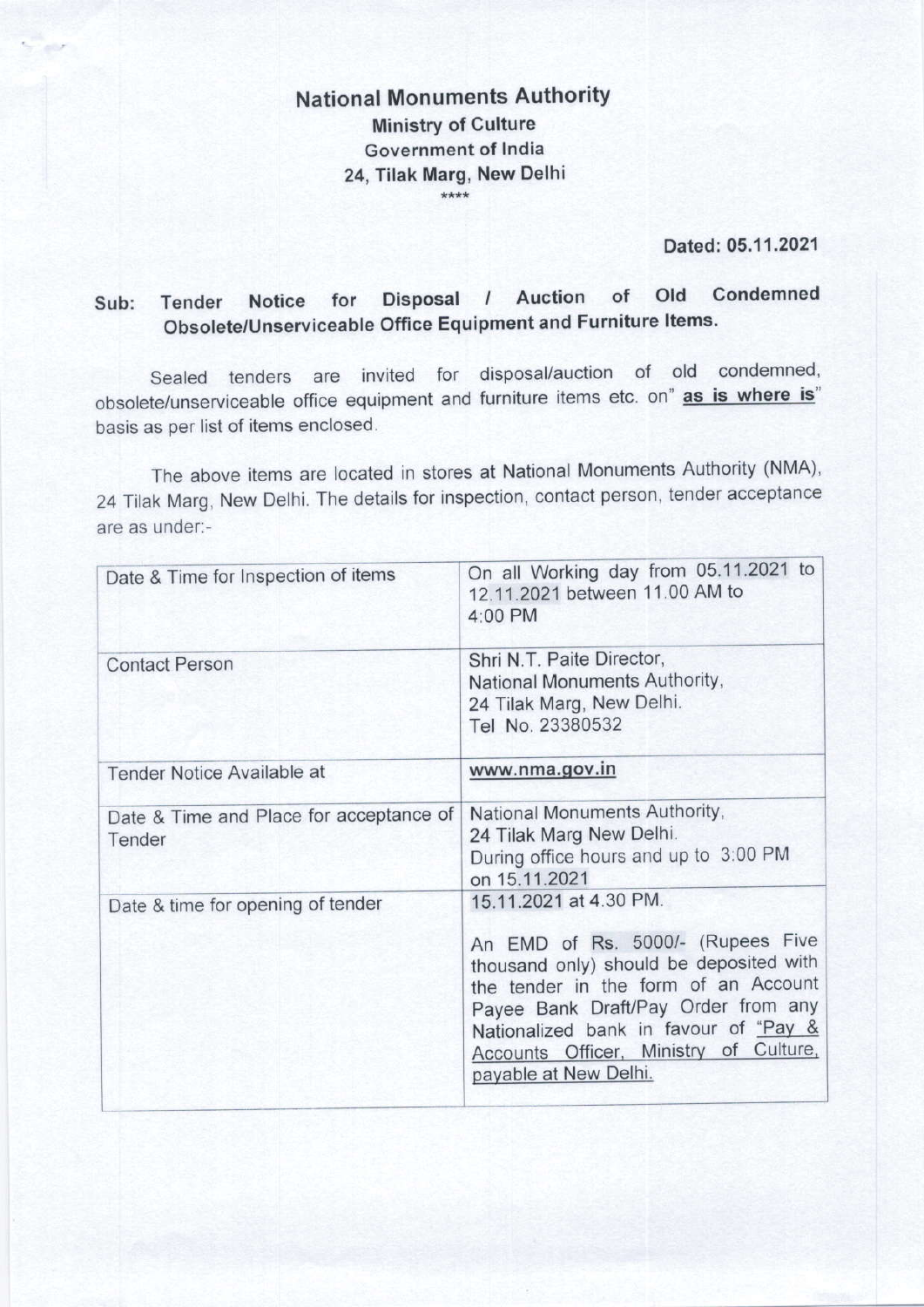# National Monuments Authority

**Ministry of Culture**
**Government of India**
**24, Tilak Marg, New Delhi**

\*\*\*\*

**Dated: 05.11.2021**

**Sub: Tender Notice for Disposal / Auction of Old Condemned Obsolete/Unserviceable Office Equipment and Furniture Items.**

Sealed tenders are invited for disposal/auction of old condemned, obsolete/unserviceable office equipment and furniture items etc. on" **as is where is**" basis as per list of items enclosed.

The above items are located in stores at National Monuments Authority (NMA), 24 Tilak Marg, New Delhi. The details for inspection, contact person, tender acceptance are as under:-

| | |
|---|---|
| Date & Time for Inspection of items | On all Working day from 05.11.2021 to 12.11.2021 between 11.00 AM to 4:00 PM |
| Contact Person | Shri N.T. Paite Director, National Monuments Authority, 24 Tilak Marg, New Delhi. Tel No. 23380532 |
| Tender Notice Available at | **www.nma.gov.in** |
| Date & Time and Place for acceptance of Tender | National Monuments Authority, 24 Tilak Marg New Delhi. During office hours and up to 3:00 PM on 15.11.2021 |
| Date & time for opening of tender | 15.11.2021 at 4.30 PM.<br><br>An EMD of Rs. 5000/- (Rupees Five thousand only) should be deposited with the tender in the form of an Account Payee Bank Draft/Pay Order from any Nationalized bank in favour of "Pay & Accounts Officer, Ministry of Culture, payable at New Delhi. |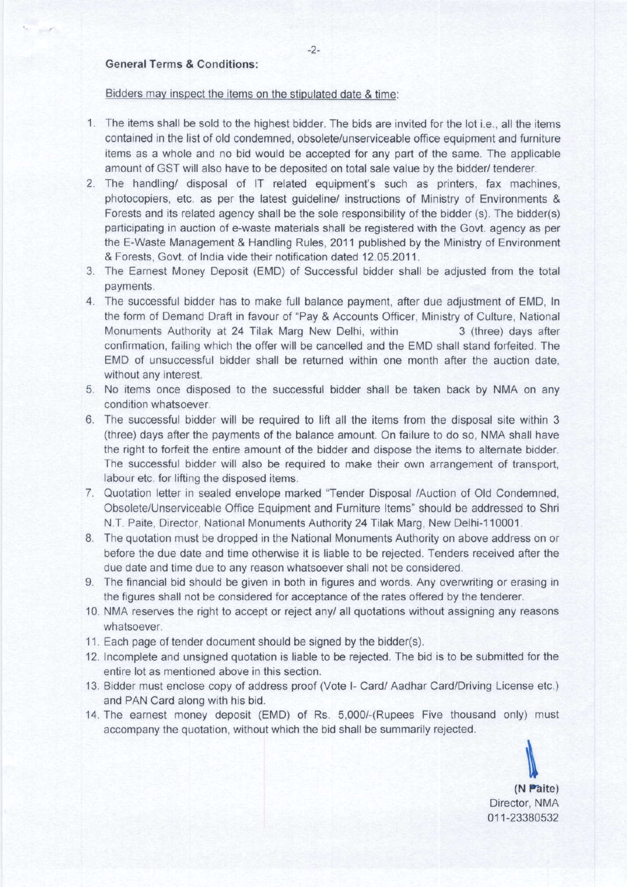**General Terms & Conditions:**

Bidders may inspect the items on the stipulated date & time:

1. The items shall be sold to the highest bidder. The bids are invited for the lot i.e., all the items contained in the list of old condemned, obsolete/unserviceable office equipment and furniture items as a whole and no bid would be accepted for any part of the same. The applicable amount of GST will also have to be deposited on total sale value by the bidder/ tenderer.
2. The handling/ disposal of IT related equipment's such as printers, fax machines, photocopiers, etc. as per the latest guideline/ instructions of Ministry of Environments & Forests and its related agency shall be the sole responsibility of the bidder (s). The bidder(s) participating in auction of e-waste materials shall be registered with the Govt. agency as per the E-Waste Management & Handling Rules, 2011 published by the Ministry of Environment & Forests, Govt. of India vide their notification dated 12.05.2011.
3. The Earnest Money Deposit (EMD) of Successful bidder shall be adjusted from the total payments.
4. The successful bidder has to make full balance payment, after due adjustment of EMD, In the form of Demand Draft in favour of "Pay & Accounts Officer, Ministry of Culture, National Monuments Authority at 24 Tilak Marg New Delhi, within 3 (three) days after confirmation, failing which the offer will be cancelled and the EMD shall stand forfeited. The EMD of unsuccessful bidder shall be returned within one month after the auction date, without any interest.
5. No items once disposed to the successful bidder shall be taken back by NMA on any condition whatsoever.
6. The successful bidder will be required to lift all the items from the disposal site within 3 (three) days after the payments of the balance amount. On failure to do so, NMA shall have the right to forfeit the entire amount of the bidder and dispose the items to alternate bidder. The successful bidder will also be required to make their own arrangement of transport, labour etc. for lifting the disposed items.
7. Quotation letter in sealed envelope marked "Tender Disposal /Auction of Old Condemned, Obsolete/Unserviceable Office Equipment and Furniture Items" should be addressed to Shri N.T. Paite, Director, National Monuments Authority 24 Tilak Marg, New Delhi-110001.
8. The quotation must be dropped in the National Monuments Authority on above address on or before the due date and time otherwise it is liable to be rejected. Tenders received after the due date and time due to any reason whatsoever shall not be considered.
9. The financial bid should be given in both in figures and words. Any overwriting or erasing in the figures shall not be considered for acceptance of the rates offered by the tenderer.
10. NMA reserves the right to accept or reject any/ all quotations without assigning any reasons whatsoever.
11. Each page of tender document should be signed by the bidder(s).
12. Incomplete and unsigned quotation is liable to be rejected. The bid is to be submitted for the entire lot as mentioned above in this section.
13. Bidder must enclose copy of address proof (Vote I- Card/ Aadhar Card/Driving License etc.) and PAN Card along with his bid.
14. The earnest money deposit (EMD) of Rs. 5,000/-(Rupees Five thousand only) must accompany the quotation, without which the bid shall be summarily rejected.

(N Paite)
Director, NMA
011-23380532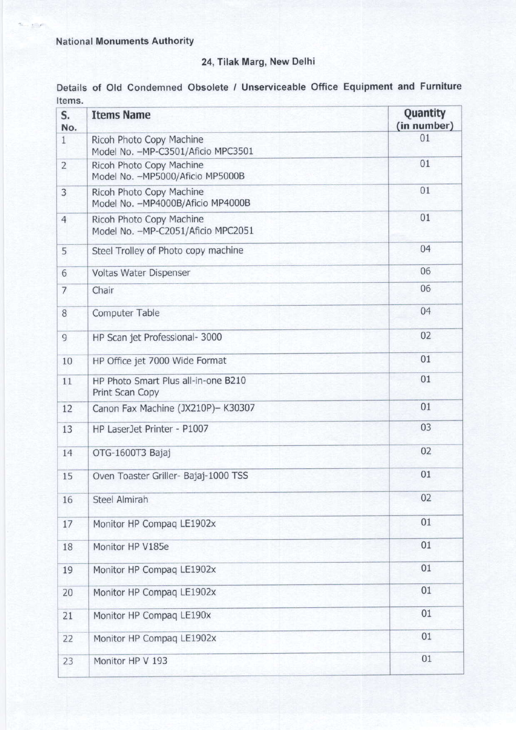National Monuments Authority

24, Tilak Marg, New Delhi

Details of Old Condemned Obsolete / Unserviceable Office Equipment and Furniture Items.

| S. No. | Items Name | Quantity (in number) |
|---|---|---|
| 1 | Ricoh Photo Copy Machine<br>Model No. –MP-C3501/Aficio MPC3501 | 01 |
| 2 | Ricoh Photo Copy Machine<br>Model No. –MP5000/Aficio MP5000B | 01 |
| 3 | Ricoh Photo Copy Machine<br>Model No. –MP4000B/Aficio MP4000B | 01 |
| 4 | Ricoh Photo Copy Machine<br>Model No. –MP-C2051/Aficio MPC2051 | 01 |
| 5 | Steel Trolley of Photo copy machine | 04 |
| 6 | Voltas Water Dispenser | 06 |
| 7 | Chair | 06 |
| 8 | Computer Table | 04 |
| 9 | HP Scan jet Professional- 3000 | 02 |
| 10 | HP Office jet 7000 Wide Format | 01 |
| 11 | HP Photo Smart Plus all-in-one B210<br>Print Scan Copy | 01 |
| 12 | Canon Fax Machine (JX210P)– K30307 | 01 |
| 13 | HP LaserJet Printer - P1007 | 03 |
| 14 | OTG-1600T3 Bajaj | 02 |
| 15 | Oven Toaster Griller- Bajaj-1000 TSS | 01 |
| 16 | Steel Almirah | 02 |
| 17 | Monitor HP Compaq LE1902x | 01 |
| 18 | Monitor HP V185e | 01 |
| 19 | Monitor HP Compaq LE1902x | 01 |
| 20 | Monitor HP Compaq LE1902x | 01 |
| 21 | Monitor HP Compaq LE190x | 01 |
| 22 | Monitor HP Compaq LE1902x | 01 |
| 23 | Monitor HP V 193 | 01 |